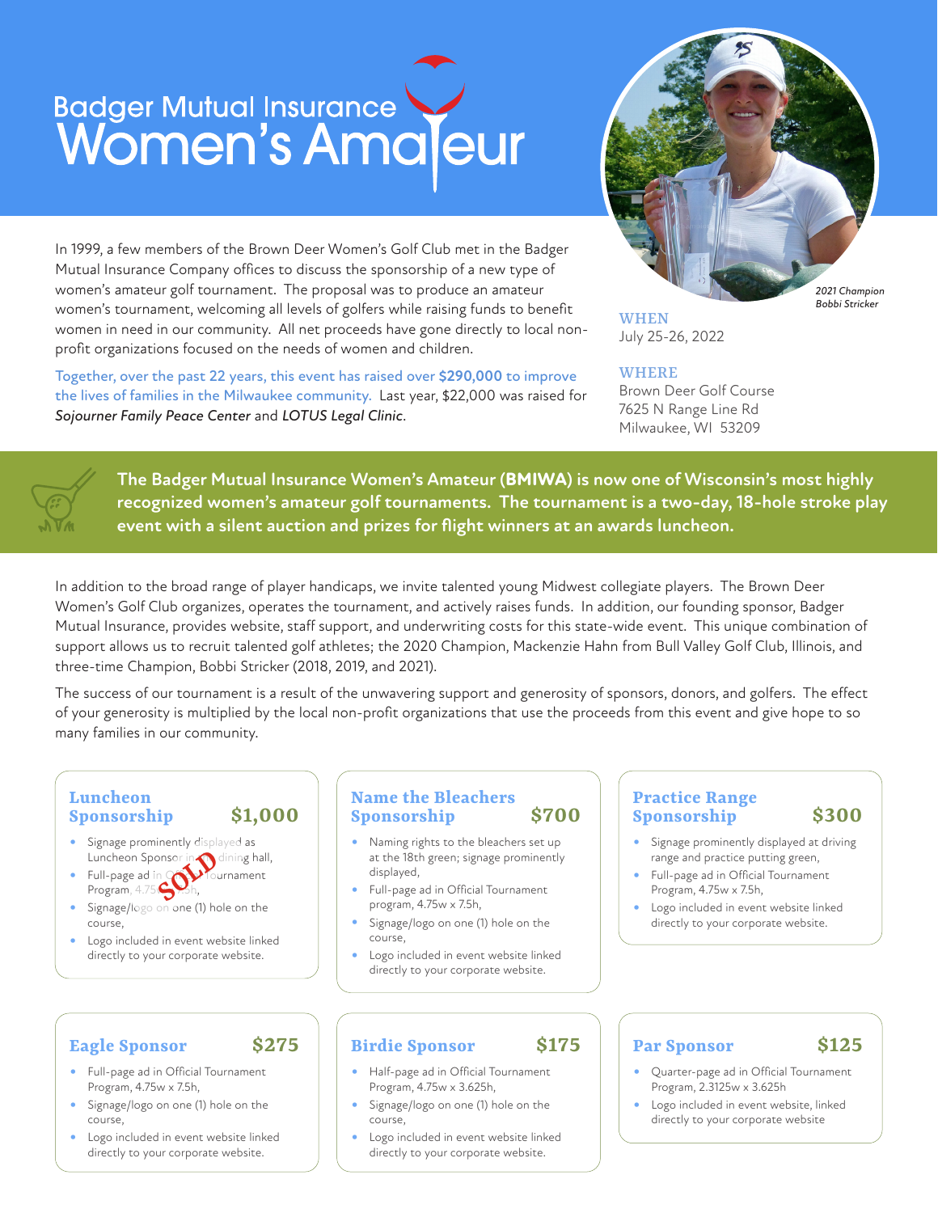# Badger Mutual Insurance Women's Amateur

In 1999, a few members of the Brown Deer Women's Golf Club met in the Badger Mutual Insurance Company offices to discuss the sponsorship of a new type of women's amateur golf tournament. The proposal was to produce an amateur women's tournament, welcoming all levels of golfers while raising funds to benefit women in need in our community. All net proceeds have gone directly to local non-profit organizations focused on the needs of women and children.

Together, over the past 22 years, this event has raised over **$290,000** to improve the lives of families in the Milwaukee community. Last year, $22,000 was raised for *Sojourner Family Peace Center* and *LOTUS Legal Clinic*.

*2021 Champion Bobbi Stricker*

**WHEN**
July 25-26, 2022

**WHERE**
Brown Deer Golf Course
7625 N Range Line Rd
Milwaukee, WI 53209

**The Badger Mutual Insurance Women's Amateur (BMIWA) is now one of Wisconsin's most highly recognized women's amateur golf tournaments. The tournament is a two-day, 18-hole stroke play event with a silent auction and prizes for flight winners at an awards luncheon.**

In addition to the broad range of player handicaps, we invite talented young Midwest collegiate players. The Brown Deer Women's Golf Club organizes, operates the tournament, and actively raises funds. In addition, our founding sponsor, Badger Mutual Insurance, provides website, staff support, and underwriting costs for this state-wide event. This unique combination of support allows us to recruit talented golf athletes; the 2020 Champion, Mackenzie Hahn from Bull Valley Golf Club, Illinois, and three-time Champion, Bobbi Stricker (2018, 2019, and 2021).

The success of our tournament is a result of the unwavering support and generosity of sponsors, donors, and golfers. The effect of your generosity is multiplied by the local non-profit organizations that use the proceeds from this event and give hope to so many families in our community.

### Luncheon Sponsorship — $1,000 (SOLD)

- Signage prominently displayed as Luncheon Sponsor in the dining hall,
- Full-page ad in Official Tournament Program, 4.75w x 7.5h,
- Signage/logo on one (1) hole on the course,
- Logo included in event website linked directly to your corporate website.

### Name the Bleachers Sponsorship — $700

- Naming rights to the bleachers set up at the 18th green; signage prominently displayed,
- Full-page ad in Official Tournament program, 4.75w x 7.5h,
- Signage/logo on one (1) hole on the course,
- Logo included in event website linked directly to your corporate website.

### Practice Range Sponsorship — $300

- Signage prominently displayed at driving range and practice putting green,
- Full-page ad in Official Tournament Program, 4.75w x 7.5h,
- Logo included in event website linked directly to your corporate website.

### Eagle Sponsor — $275

- Full-page ad in Official Tournament Program, 4.75w x 7.5h,
- Signage/logo on one (1) hole on the course,
- Logo included in event website linked directly to your corporate website.

### Birdie Sponsor — $175

- Half-page ad in Official Tournament Program, 4.75w x 3.625h,
- Signage/logo on one (1) hole on the course,
- Logo included in event website linked directly to your corporate website.

### Par Sponsor — $125

- Quarter-page ad in Official Tournament Program, 2.3125w x 3.625h
- Logo included in event website, linked directly to your corporate website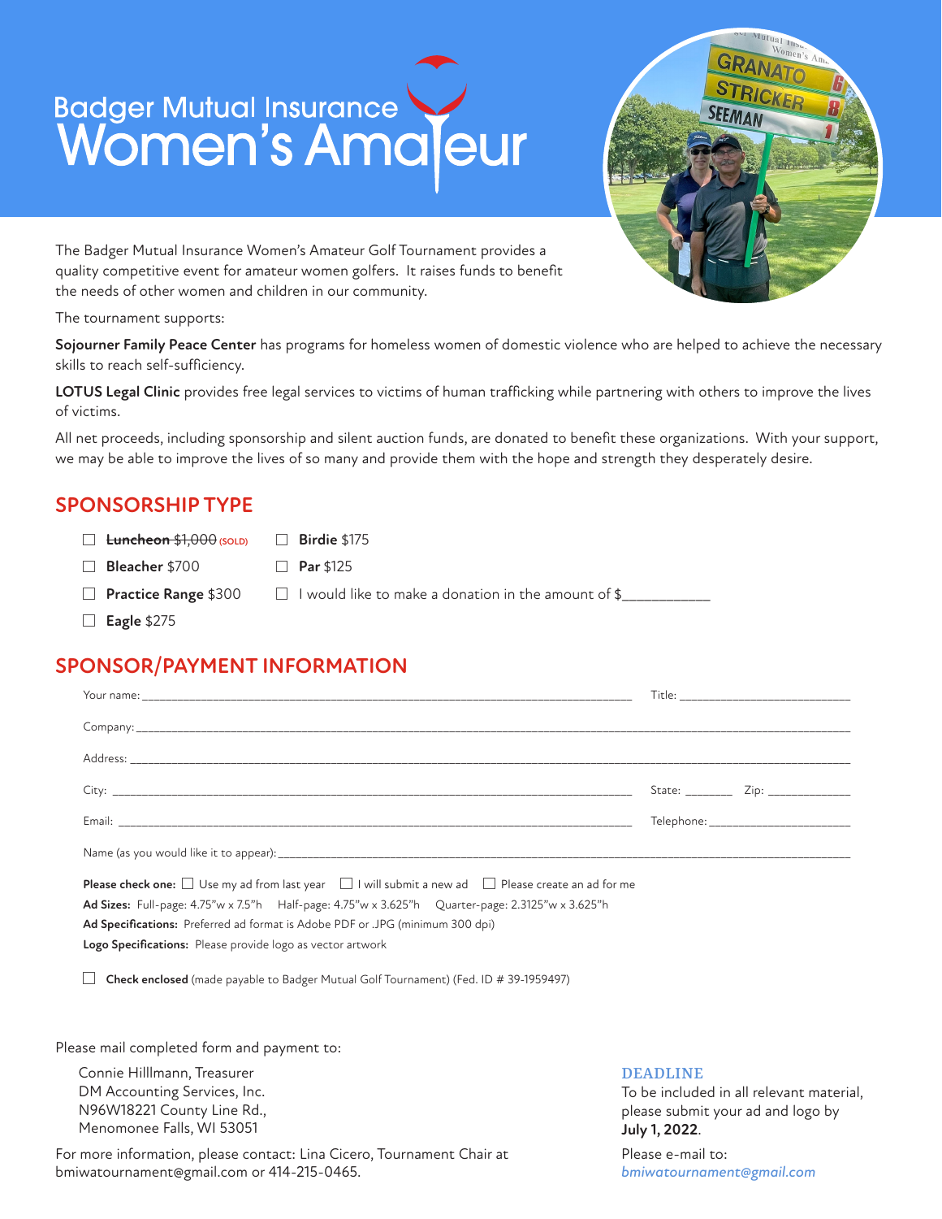# Badger Mutual Insurance Women's Amateur

The Badger Mutual Insurance Women's Amateur Golf Tournament provides a quality competitive event for amateur women golfers. It raises funds to benefit the needs of other women and children in our community.

The tournament supports:

**Sojourner Family Peace Center** has programs for homeless women of domestic violence who are helped to achieve the necessary skills to reach self-sufficiency.

**LOTUS Legal Clinic** provides free legal services to victims of human trafficking while partnering with others to improve the lives of victims.

All net proceeds, including sponsorship and silent auction funds, are donated to benefit these organizations. With your support, we may be able to improve the lives of so many and provide them with the hope and strength they desperately desire.

## SPONSORSHIP TYPE

- ☐ ~~**Luncheon** $1,000~~ (SOLD)
- ☐ **Bleacher** $700
- ☐ **Practice Range** $300
- ☐ **Eagle** $275
- ☐ **Birdie** $175
- ☐ **Par** $125
- ☐ I would like to make a donation in the amount of $___________

## SPONSOR/PAYMENT INFORMATION

Your name: ______________________________ Title: ______________

Company: ______________________________

Address: ______________________________

City: ______________________________ State: _______ Zip: ____________

Email: ______________________________ Telephone: ______________

Name (as you would like it to appear): ______________________________

**Please check one:** ☐ Use my ad from last year ☐ I will submit a new ad ☐ Please create an ad for me

**Ad Sizes:** Full-page: 4.75"w x 7.5"h Half-page: 4.75"w x 3.625"h Quarter-page: 2.3125"w x 3.625"h

**Ad Specifications:** Preferred ad format is Adobe PDF or .JPG (minimum 300 dpi)

**Logo Specifications:** Please provide logo as vector artwork

☐ **Check enclosed** (made payable to Badger Mutual Golf Tournament) (Fed. ID # 39-1959497)

Please mail completed form and payment to:

Connie Hilllmann, Treasurer
DM Accounting Services, Inc.
N96W18221 County Line Rd.,
Menomonee Falls, WI 53051

For more information, please contact: Lina Cicero, Tournament Chair at bmiwatournament@gmail.com or 414-215-0465.

### DEADLINE

To be included in all relevant material, please submit your ad and logo by **July 1, 2022**.

Please e-mail to: *bmiwatournament@gmail.com*